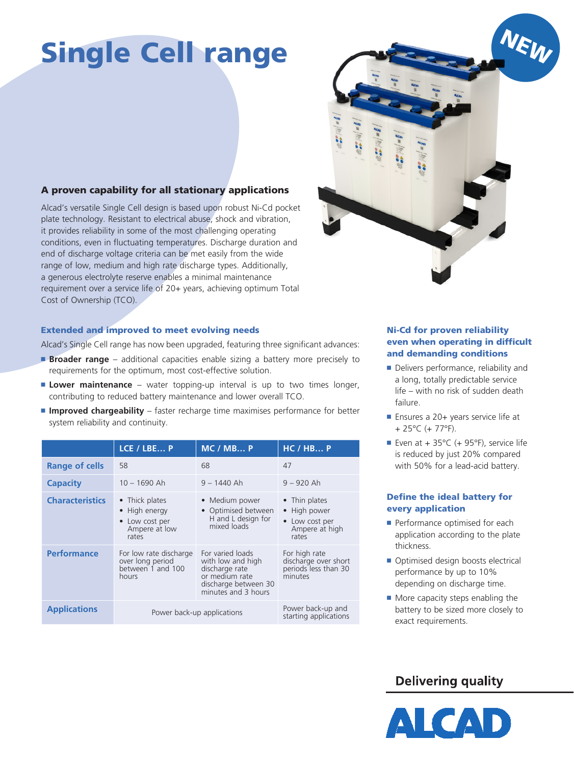# Single Cell range

NEW

### A proven capability for all stationary applications

Alcad's versatile Single Cell design is based upon robust Ni-Cd pocket plate technology. Resistant to electrical abuse, shock and vibration, it provides reliability in some of the most challenging operating conditions, even in fluctuating temperatures. Discharge duration and end of discharge voltage criteria can be met easily from the wide range of low, medium and high rate discharge types. Additionally, a generous electrolyte reserve enables a minimal maintenance requirement over a service life of 20+ years, achieving optimum Total Cost of Ownership (TCO).

### Extended and improved to meet evolving needs

Alcad's Single Cell range has now been upgraded, featuring three significant advances:

- **Broader range** – additional capacities enable sizing a battery more precisely to requirements for the optimum, most cost-effective solution.
- **Lower maintenance** – water topping-up interval is up to two times longer, contributing to reduced battery maintenance and lower overall TCO.
- **Improved chargeability** – faster recharge time maximises performance for better system reliability and continuity.

| | LCE / LBE… P | MC / MB… P | HC / HB… P |
|---|---|---|---|
| **Range of cells** | 58 | 68 | 47 |
| **Capacity** | 10 – 1690 Ah | 9 – 1440 Ah | 9 – 920 Ah |
| **Characteristics** | • Thick plates<br>• High energy<br>• Low cost per Ampere at low rates | • Medium power<br>• Optimised between H and L design for mixed loads | • Thin plates<br>• High power<br>• Low cost per Ampere at high rates |
| **Performance** | For low rate discharge over long period between 1 and 100 hours | For varied loads with low and high discharge rate or medium rate discharge between 30 minutes and 3 hours | For high rate discharge over short periods less than 30 minutes |
| **Applications** | Power back-up applications | | Power back-up and starting applications |

### Ni-Cd for proven reliability even when operating in difficult and demanding conditions

- Delivers performance, reliability and a long, totally predictable service life – with no risk of sudden death failure.
- Ensures a 20+ years service life at + 25°C (+ 77°F).
- Even at + 35°C (+ 95°F), service life is reduced by just 20% compared with 50% for a lead-acid battery.

### Define the ideal battery for every application

- Performance optimised for each application according to the plate thickness.
- Optimised design boosts electrical performance by up to 10% depending on discharge time.
- More capacity steps enabling the battery to be sized more closely to exact requirements.

**Delivering quality**

ALCAD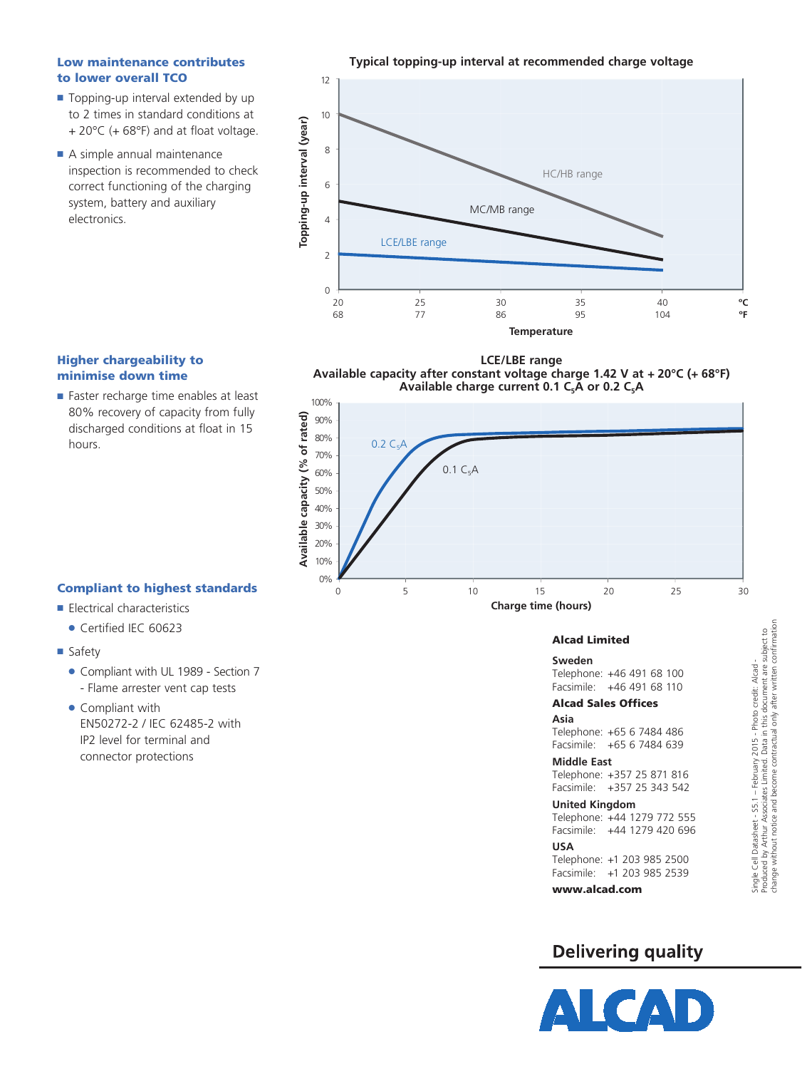## Low maintenance contributes to lower overall TCO

- Topping-up interval extended by up to 2 times in standard conditions at + 20°C (+ 68°F) and at float voltage.
- A simple annual maintenance inspection is recommended to check correct functioning of the charging system, battery and auxiliary electronics.

**Typical topping-up interval at recommended charge voltage**

Topping-up interval (year)

12
10
8
6
4
2
0

HC/HB range
MC/MB range
LCE/LBE range

20 25 30 35 40 °C
68 77 86 95 104 °F

Temperature

## Higher chargeability to minimise down time

- Faster recharge time enables at least 80% recovery of capacity from fully discharged conditions at float in 15 hours.

**LCE/LBE range**
**Available capacity after constant voltage charge 1.42 V at + 20°C (+ 68°F)**
**Available charge current 0.1 $C_5$A or 0.2 $C_5$A**

Available capacity (% of rated)

100%
90%
80%
70%
60%
50%
40%
30%
20%
10%
0%

0.2 $C_5$A
0.1 $C_5$A

0 5 10 15 20 25 30

Charge time (hours)

## Compliant to highest standards

- Electrical characteristics
  - Certified IEC 60623
- Safety
  - Compliant with UL 1989 - Section 7 - Flame arrester vent cap tests
  - Compliant with EN50272-2 / IEC 62485-2 with IP2 level for terminal and connector protections

**Alcad Limited**

**Sweden**
Telephone: +46 491 68 100
Facsimile: +46 491 68 110

**Alcad Sales Offices**

**Asia**
Telephone: +65 6 7484 486
Facsimile: +65 6 7484 639

**Middle East**
Telephone: +357 25 871 816
Facsimile: +357 25 343 542

**United Kingdom**
Telephone: +44 1279 772 555
Facsimile: +44 1279 420 696

**USA**
Telephone: +1 203 985 2500
Facsimile: +1 203 985 2539

**www.alcad.com**

Single Cell Datasheet - S5.1 – February 2015 - Photo credit: Alcad - Produced by Arthur Associates Limited. Data in this document are subject to change without notice and become contractual only after written confirmation

**Delivering quality**

ALCAD